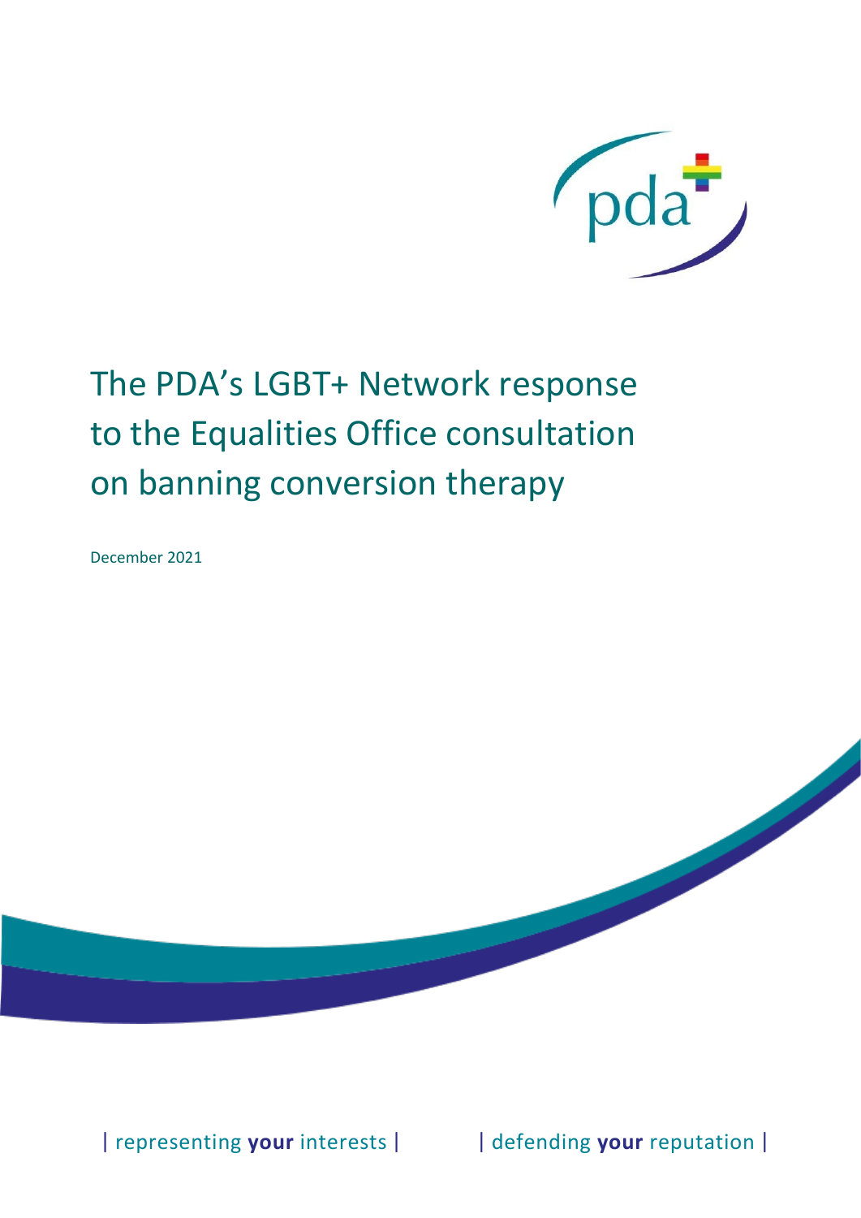# The PDA's LGBT+ Network response to the Equalities Office consultation on banning conversion therapy

December 2021

| representing **your** interests | | defending **your** reputation |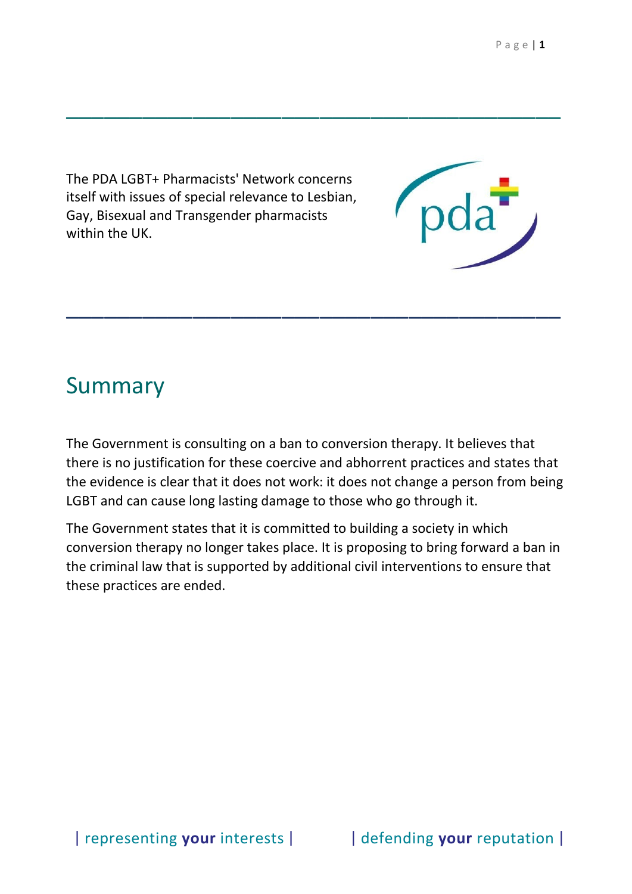The PDA LGBT+ Pharmacists' Network concerns itself with issues of special relevance to Lesbian, Gay, Bisexual and Transgender pharmacists within the UK.

## Summary

The Government is consulting on a ban to conversion therapy. It believes that there is no justification for these coercive and abhorrent practices and states that the evidence is clear that it does not work: it does not change a person from being LGBT and can cause long lasting damage to those who go through it.

The Government states that it is committed to building a society in which conversion therapy no longer takes place. It is proposing to bring forward a ban in the criminal law that is supported by additional civil interventions to ensure that these practices are ended.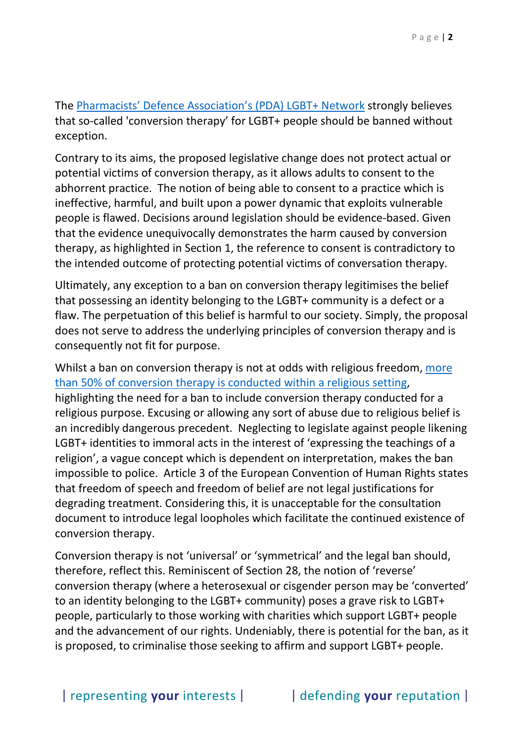The Pharmacists' Defence Association's (PDA) LGBT+ Network strongly believes that so-called 'conversion therapy' for LGBT+ people should be banned without exception.

Contrary to its aims, the proposed legislative change does not protect actual or potential victims of conversion therapy, as it allows adults to consent to the abhorrent practice. The notion of being able to consent to a practice which is ineffective, harmful, and built upon a power dynamic that exploits vulnerable people is flawed. Decisions around legislation should be evidence-based. Given that the evidence unequivocally demonstrates the harm caused by conversion therapy, as highlighted in Section 1, the reference to consent is contradictory to the intended outcome of protecting potential victims of conversation therapy.

Ultimately, any exception to a ban on conversion therapy legitimises the belief that possessing an identity belonging to the LGBT+ community is a defect or a flaw. The perpetuation of this belief is harmful to our society. Simply, the proposal does not serve to address the underlying principles of conversion therapy and is consequently not fit for purpose.

Whilst a ban on conversion therapy is not at odds with religious freedom, more than 50% of conversion therapy is conducted within a religious setting, highlighting the need for a ban to include conversion therapy conducted for a religious purpose. Excusing or allowing any sort of abuse due to religious belief is an incredibly dangerous precedent. Neglecting to legislate against people likening LGBT+ identities to immoral acts in the interest of 'expressing the teachings of a religion', a vague concept which is dependent on interpretation, makes the ban impossible to police. Article 3 of the European Convention of Human Rights states that freedom of speech and freedom of belief are not legal justifications for degrading treatment. Considering this, it is unacceptable for the consultation document to introduce legal loopholes which facilitate the continued existence of conversion therapy.

Conversion therapy is not 'universal' or 'symmetrical' and the legal ban should, therefore, reflect this. Reminiscent of Section 28, the notion of 'reverse' conversion therapy (where a heterosexual or cisgender person may be 'converted' to an identity belonging to the LGBT+ community) poses a grave risk to LGBT+ people, particularly to those working with charities which support LGBT+ people and the advancement of our rights. Undeniably, there is potential for the ban, as it is proposed, to criminalise those seeking to affirm and support LGBT+ people.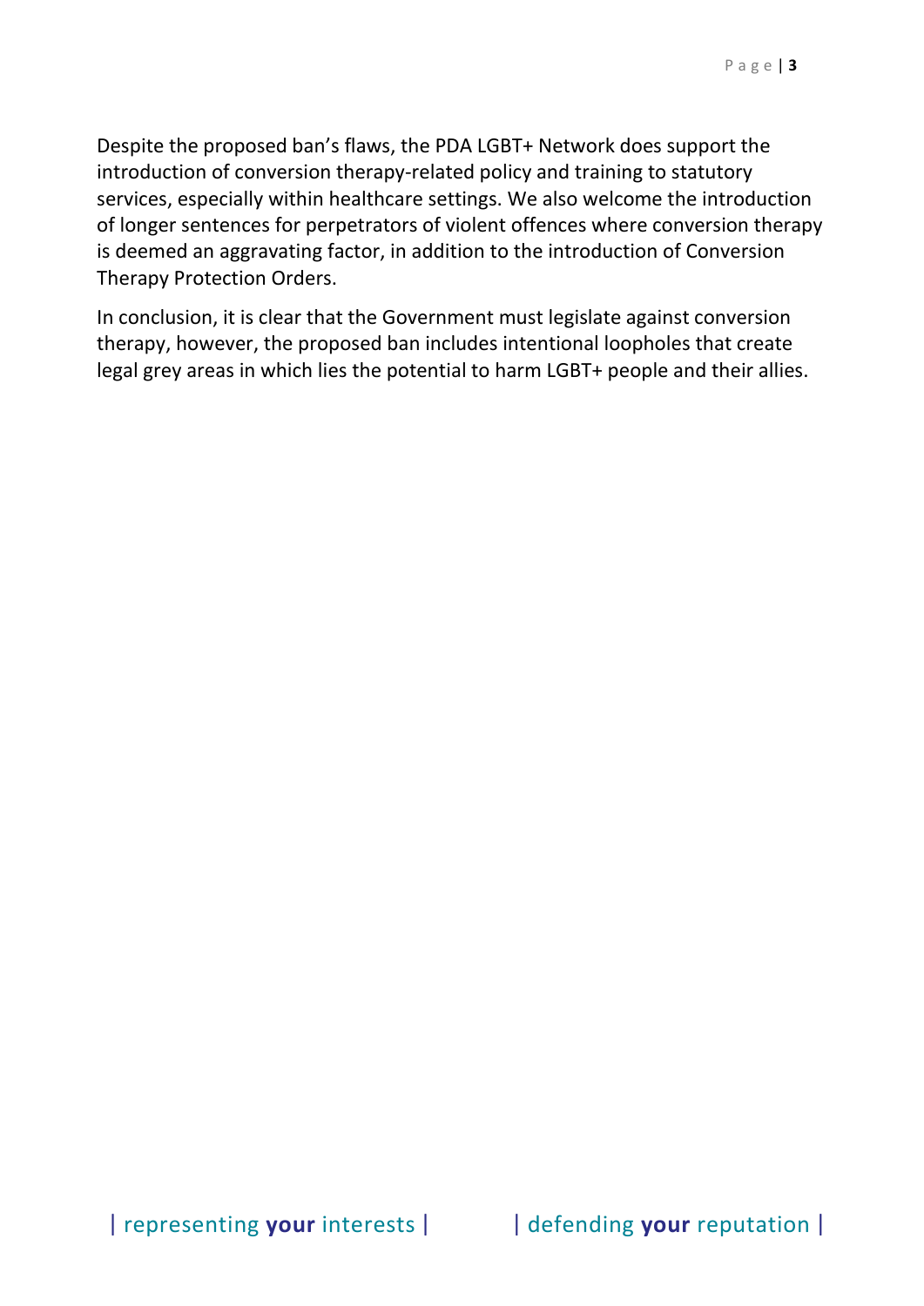Despite the proposed ban's flaws, the PDA LGBT+ Network does support the introduction of conversion therapy-related policy and training to statutory services, especially within healthcare settings. We also welcome the introduction of longer sentences for perpetrators of violent offences where conversion therapy is deemed an aggravating factor, in addition to the introduction of Conversion Therapy Protection Orders.

In conclusion, it is clear that the Government must legislate against conversion therapy, however, the proposed ban includes intentional loopholes that create legal grey areas in which lies the potential to harm LGBT+ people and their allies.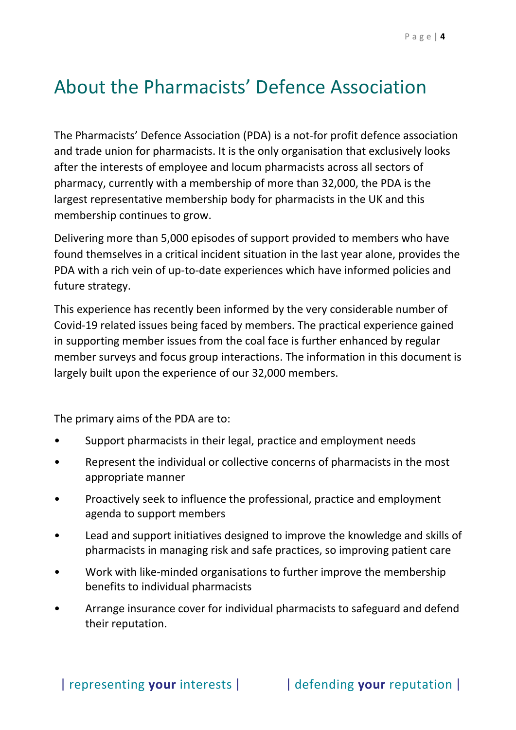# About the Pharmacists' Defence Association

The Pharmacists' Defence Association (PDA) is a not-for profit defence association and trade union for pharmacists. It is the only organisation that exclusively looks after the interests of employee and locum pharmacists across all sectors of pharmacy, currently with a membership of more than 32,000, the PDA is the largest representative membership body for pharmacists in the UK and this membership continues to grow.

Delivering more than 5,000 episodes of support provided to members who have found themselves in a critical incident situation in the last year alone, provides the PDA with a rich vein of up-to-date experiences which have informed policies and future strategy.

This experience has recently been informed by the very considerable number of Covid-19 related issues being faced by members. The practical experience gained in supporting member issues from the coal face is further enhanced by regular member surveys and focus group interactions. The information in this document is largely built upon the experience of our 32,000 members.

The primary aims of the PDA are to:

- Support pharmacists in their legal, practice and employment needs
- Represent the individual or collective concerns of pharmacists in the most appropriate manner
- Proactively seek to influence the professional, practice and employment agenda to support members
- Lead and support initiatives designed to improve the knowledge and skills of pharmacists in managing risk and safe practices, so improving patient care
- Work with like-minded organisations to further improve the membership benefits to individual pharmacists
- Arrange insurance cover for individual pharmacists to safeguard and defend their reputation.